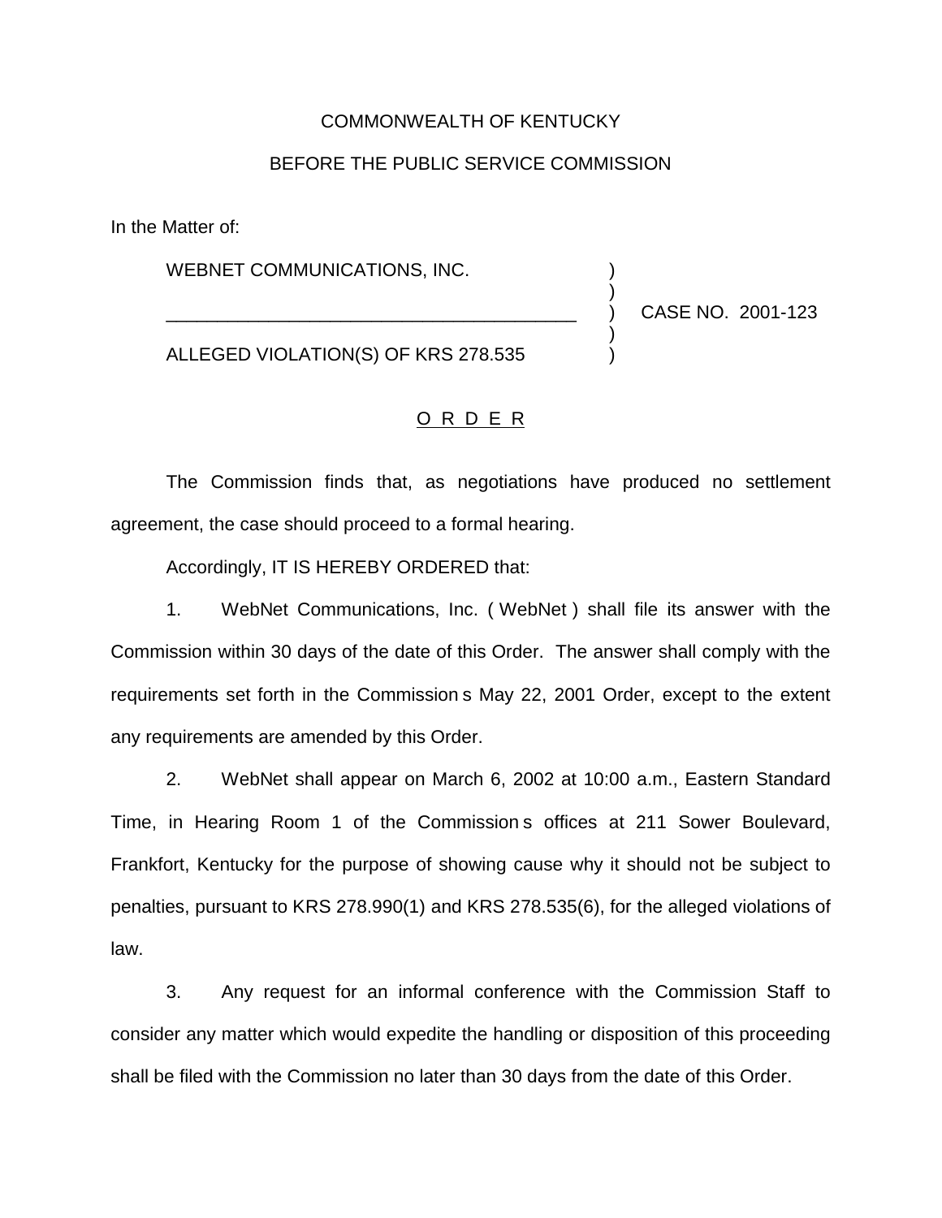COMMONWEALTH OF KENTUCKY

BEFORE THE PUBLIC SERVICE COMMISSION

In the Matter of:

| | | |
|---|---|---|
| WEBNET COMMUNICATIONS, INC. | ) | |
| | ) | |
| _________________________________________ | ) | CASE NO. 2001-123 |
| | ) | |
| ALLEGED VIOLATION(S) OF KRS 278.535 | ) | |

O R D E R

The Commission finds that, as negotiations have produced no settlement agreement, the case should proceed to a formal hearing.

Accordingly, IT IS HEREBY ORDERED that:

1. WebNet Communications, Inc. ( WebNet ) shall file its answer with the Commission within 30 days of the date of this Order. The answer shall comply with the requirements set forth in the Commission s May 22, 2001 Order, except to the extent any requirements are amended by this Order.

2. WebNet shall appear on March 6, 2002 at 10:00 a.m., Eastern Standard Time, in Hearing Room 1 of the Commission s offices at 211 Sower Boulevard, Frankfort, Kentucky for the purpose of showing cause why it should not be subject to penalties, pursuant to KRS 278.990(1) and KRS 278.535(6), for the alleged violations of law.

3. Any request for an informal conference with the Commission Staff to consider any matter which would expedite the handling or disposition of this proceeding shall be filed with the Commission no later than 30 days from the date of this Order.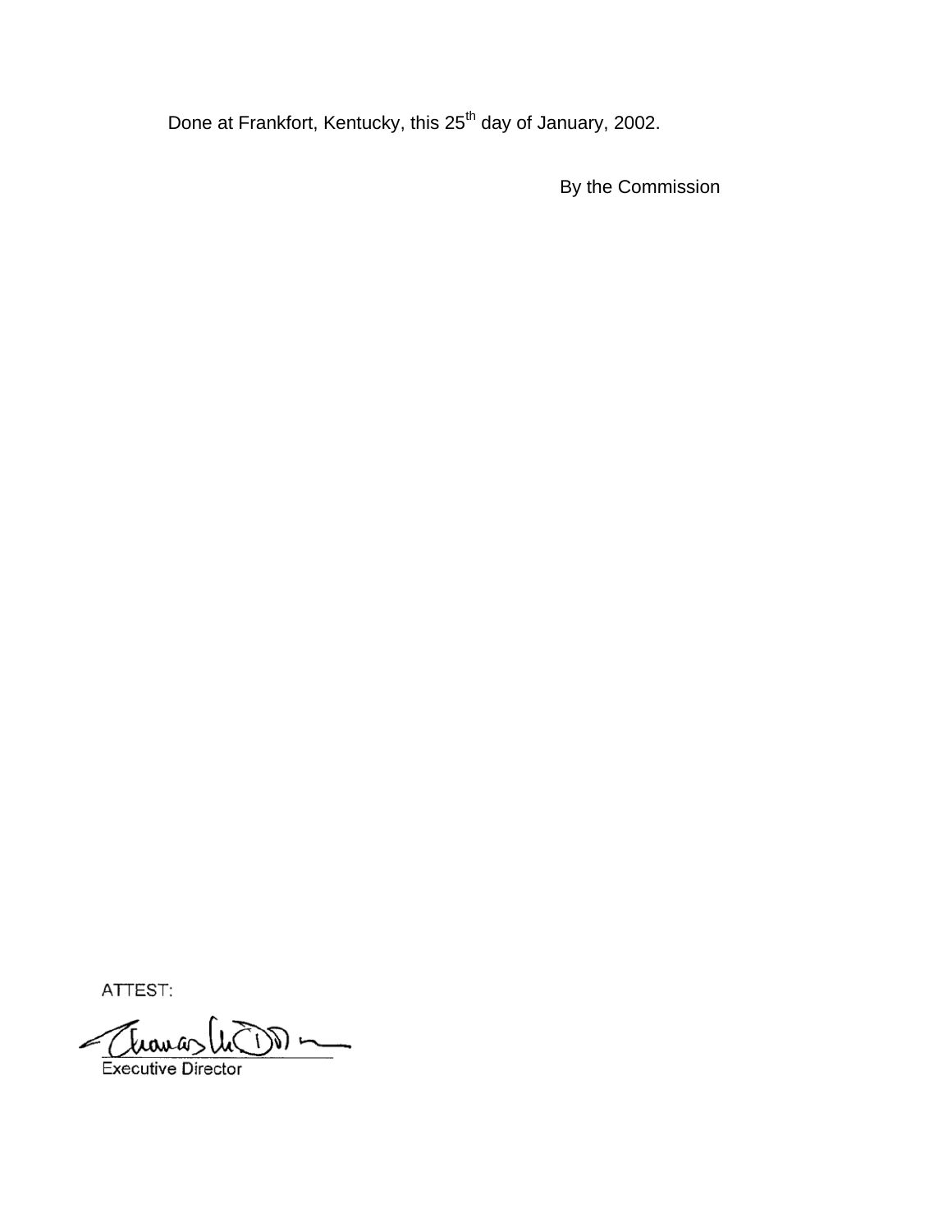Done at Frankfort, Kentucky, this 25th day of January, 2002.

By the Commission

ATTEST:

Executive Director